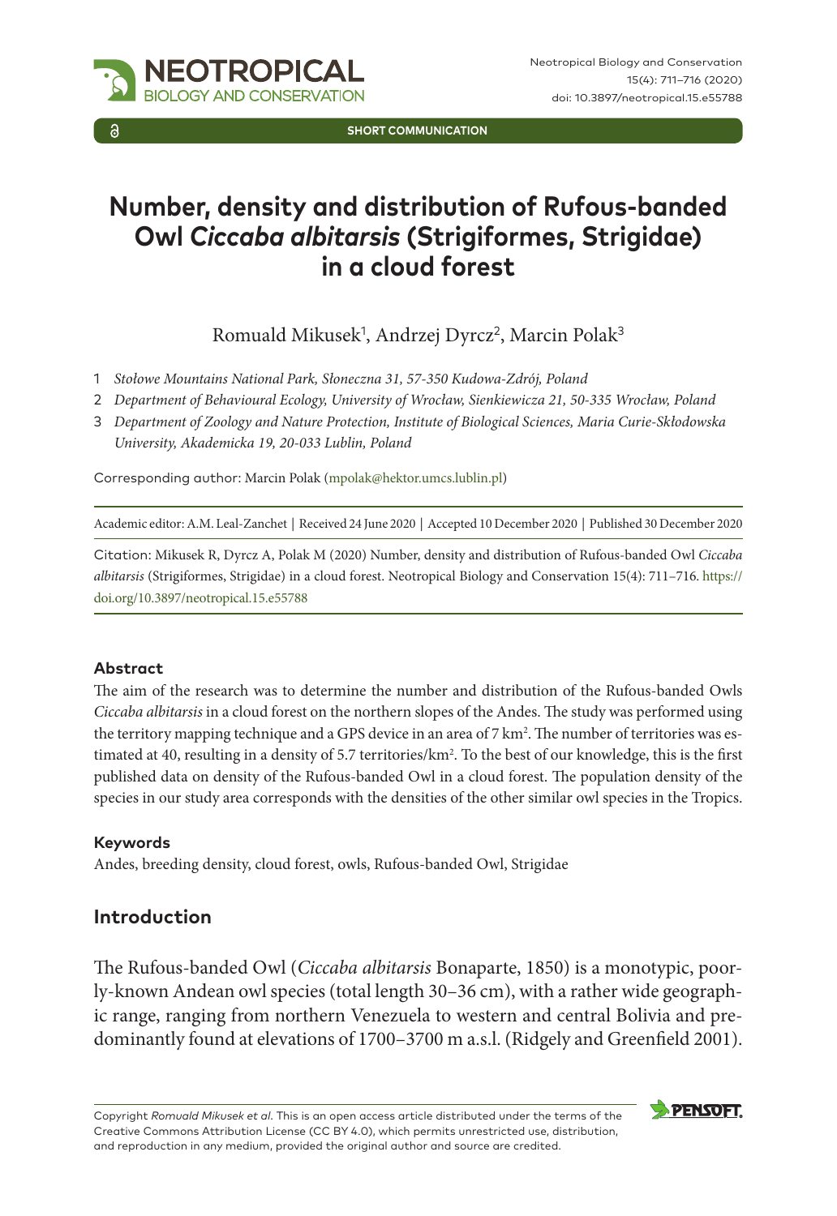SHORT COMMUNICATION

# Number, density and distribution of Rufous-banded Owl *Ciccaba albitarsis* (Strigiformes, Strigidae) in a cloud forest

Romuald Mikusek[1], Andrzej Dyrcz[2], Marcin Polak[3]

1 *Stołowe Mountains National Park, Słoneczna 31, 57-350 Kudowa-Zdrój, Poland*

2 *Department of Behavioural Ecology, University of Wrocław, Sienkiewicza 21, 50-335 Wrocław, Poland*

3 *Department of Zoology and Nature Protection, Institute of Biological Sciences, Maria Curie-Skłodowska University, Akademicka 19, 20-033 Lublin, Poland*

Corresponding author: Marcin Polak (mpolak@hektor.umcs.lublin.pl)

Academic editor: A.M. Leal-Zanchet | Received 24 June 2020 | Accepted 10 December 2020 | Published 30 December 2020

Citation: Mikusek R, Dyrcz A, Polak M (2020) Number, density and distribution of Rufous-banded Owl *Ciccaba albitarsis* (Strigiformes, Strigidae) in a cloud forest. Neotropical Biology and Conservation 15(4): 711–716. https://doi.org/10.3897/neotropical.15.e55788

### Abstract

The aim of the research was to determine the number and distribution of the Rufous-banded Owls *Ciccaba albitarsis* in a cloud forest on the northern slopes of the Andes. The study was performed using the territory mapping technique and a GPS device in an area of 7 km$^2$. The number of territories was estimated at 40, resulting in a density of 5.7 territories/km$^2$. To the best of our knowledge, this is the first published data on density of the Rufous-banded Owl in a cloud forest. The population density of the species in our study area corresponds with the densities of the other similar owl species in the Tropics.

### Keywords

Andes, breeding density, cloud forest, owls, Rufous-banded Owl, Strigidae

## Introduction

The Rufous-banded Owl (*Ciccaba albitarsis* Bonaparte, 1850) is a monotypic, poorly-known Andean owl species (total length 30–36 cm), with a rather wide geographic range, ranging from northern Venezuela to western and central Bolivia and predominantly found at elevations of 1700–3700 m a.s.l. (Ridgely and Greenfield 2001).

Copyright *Romuald Mikusek et al*. This is an open access article distributed under the terms of the Creative Commons Attribution License (CC BY 4.0), which permits unrestricted use, distribution, and reproduction in any medium, provided the original author and source are credited.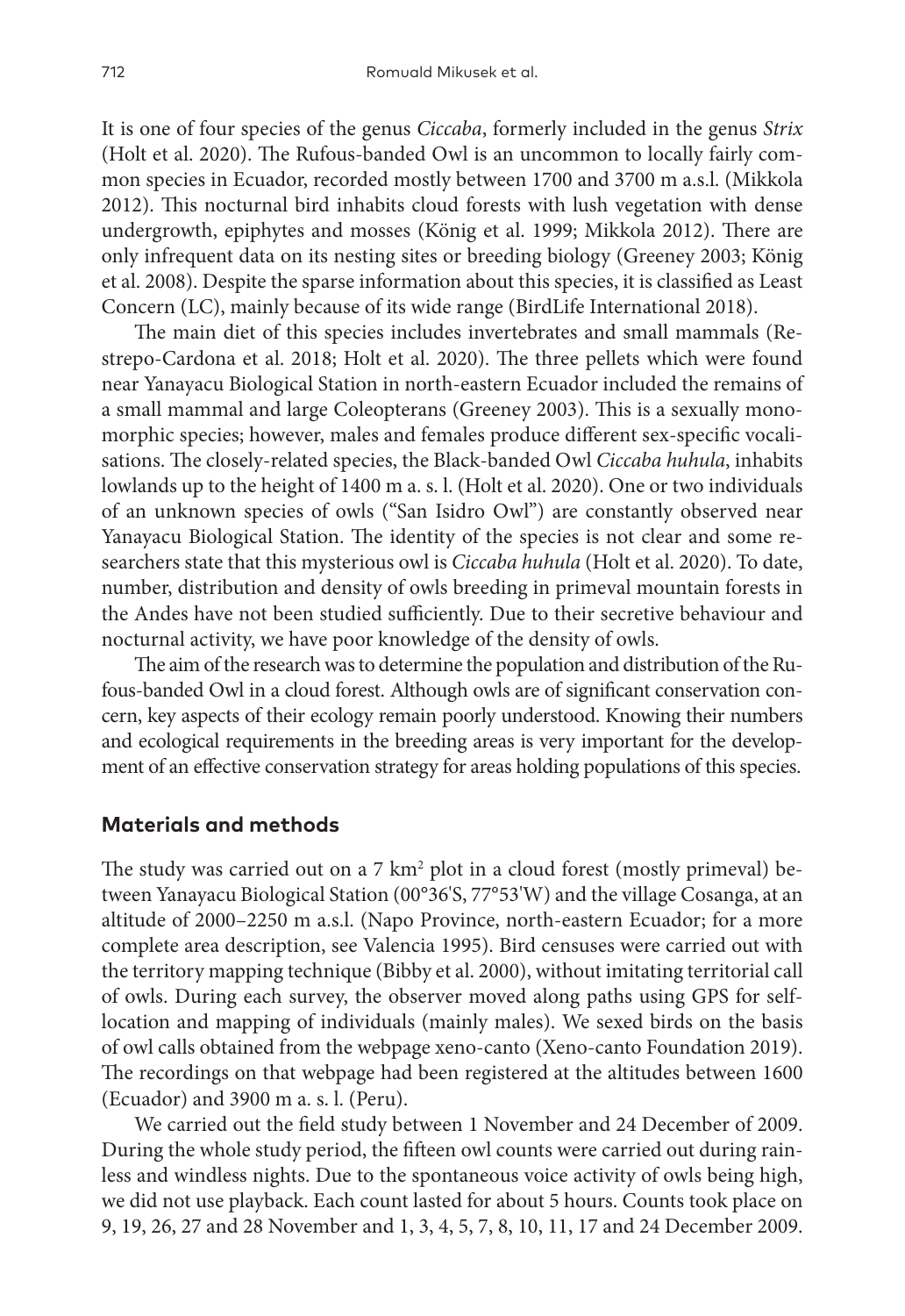It is one of four species of the genus *Ciccaba*, formerly included in the genus *Strix* (Holt et al. 2020). The Rufous-banded Owl is an uncommon to locally fairly common species in Ecuador, recorded mostly between 1700 and 3700 m a.s.l. (Mikkola 2012). This nocturnal bird inhabits cloud forests with lush vegetation with dense undergrowth, epiphytes and mosses (König et al. 1999; Mikkola 2012). There are only infrequent data on its nesting sites or breeding biology (Greeney 2003; König et al. 2008). Despite the sparse information about this species, it is classified as Least Concern (LC), mainly because of its wide range (BirdLife International 2018).

The main diet of this species includes invertebrates and small mammals (Restrepo-Cardona et al. 2018; Holt et al. 2020). The three pellets which were found near Yanayacu Biological Station in north-eastern Ecuador included the remains of a small mammal and large Coleopterans (Greeney 2003). This is a sexually monomorphic species; however, males and females produce different sex-specific vocalisations. The closely-related species, the Black-banded Owl *Ciccaba huhula*, inhabits lowlands up to the height of 1400 m a. s. l. (Holt et al. 2020). One or two individuals of an unknown species of owls ("San Isidro Owl") are constantly observed near Yanayacu Biological Station. The identity of the species is not clear and some researchers state that this mysterious owl is *Ciccaba huhula* (Holt et al. 2020). To date, number, distribution and density of owls breeding in primeval mountain forests in the Andes have not been studied sufficiently. Due to their secretive behaviour and nocturnal activity, we have poor knowledge of the density of owls.

The aim of the research was to determine the population and distribution of the Rufous-banded Owl in a cloud forest. Although owls are of significant conservation concern, key aspects of their ecology remain poorly understood. Knowing their numbers and ecological requirements in the breeding areas is very important for the development of an effective conservation strategy for areas holding populations of this species.

## Materials and methods

The study was carried out on a 7 km$^2$ plot in a cloud forest (mostly primeval) between Yanayacu Biological Station (00°36'S, 77°53'W) and the village Cosanga, at an altitude of 2000–2250 m a.s.l. (Napo Province, north-eastern Ecuador; for a more complete area description, see Valencia 1995). Bird censuses were carried out with the territory mapping technique (Bibby et al. 2000), without imitating territorial call of owls. During each survey, the observer moved along paths using GPS for self-location and mapping of individuals (mainly males). We sexed birds on the basis of owl calls obtained from the webpage xeno-canto (Xeno-canto Foundation 2019). The recordings on that webpage had been registered at the altitudes between 1600 (Ecuador) and 3900 m a. s. l. (Peru).

We carried out the field study between 1 November and 24 December of 2009. During the whole study period, the fifteen owl counts were carried out during rainless and windless nights. Due to the spontaneous voice activity of owls being high, we did not use playback. Each count lasted for about 5 hours. Counts took place on 9, 19, 26, 27 and 28 November and 1, 3, 4, 5, 7, 8, 10, 11, 17 and 24 December 2009.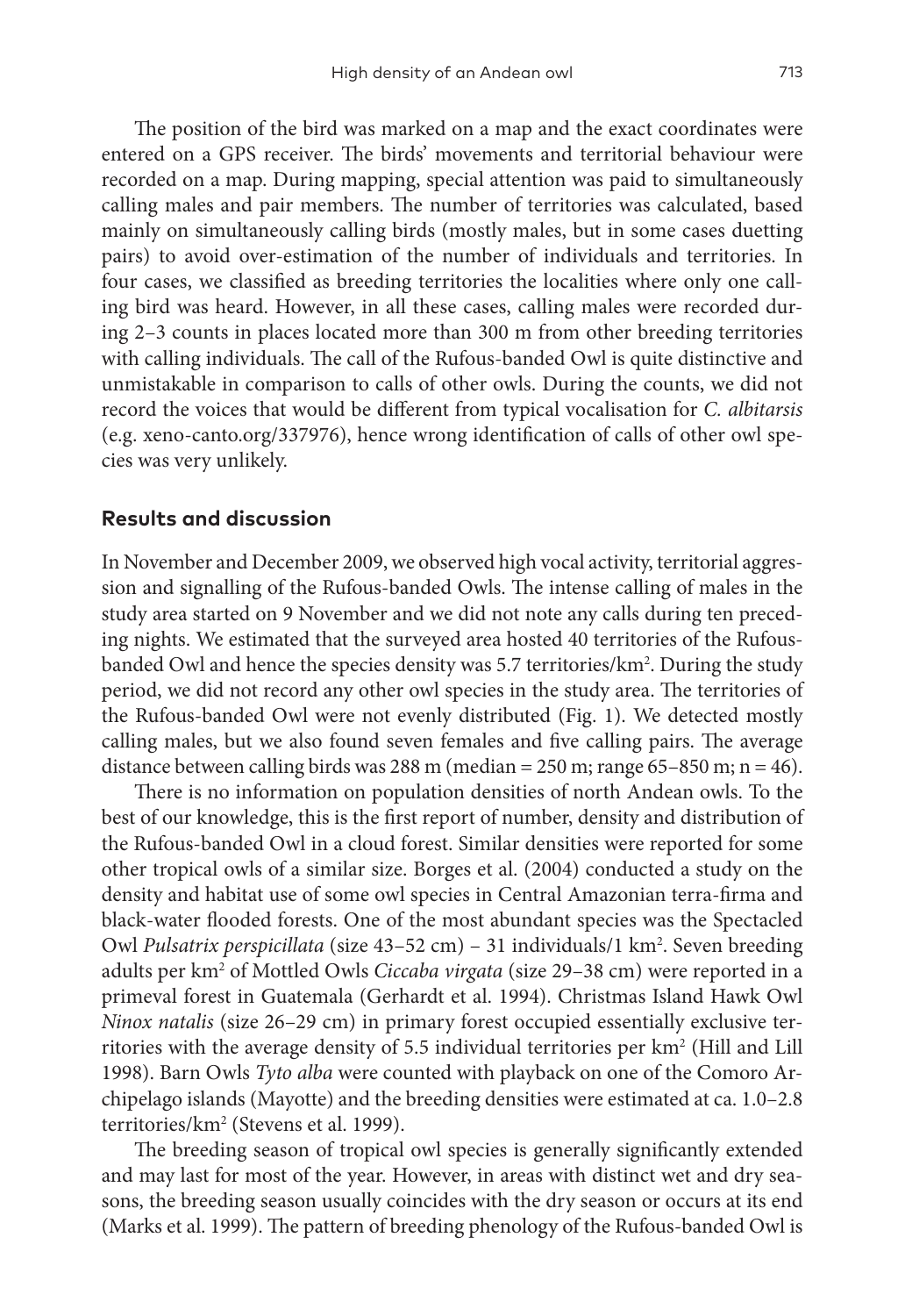The position of the bird was marked on a map and the exact coordinates were entered on a GPS receiver. The birds' movements and territorial behaviour were recorded on a map. During mapping, special attention was paid to simultaneously calling males and pair members. The number of territories was calculated, based mainly on simultaneously calling birds (mostly males, but in some cases duetting pairs) to avoid over-estimation of the number of individuals and territories. In four cases, we classified as breeding territories the localities where only one calling bird was heard. However, in all these cases, calling males were recorded during 2–3 counts in places located more than 300 m from other breeding territories with calling individuals. The call of the Rufous-banded Owl is quite distinctive and unmistakable in comparison to calls of other owls. During the counts, we did not record the voices that would be different from typical vocalisation for *C. albitarsis* (e.g. xeno-canto.org/337976), hence wrong identification of calls of other owl species was very unlikely.

## Results and discussion

In November and December 2009, we observed high vocal activity, territorial aggression and signalling of the Rufous-banded Owls. The intense calling of males in the study area started on 9 November and we did not note any calls during ten preceding nights. We estimated that the surveyed area hosted 40 territories of the Rufous-banded Owl and hence the species density was 5.7 territories/km$^2$. During the study period, we did not record any other owl species in the study area. The territories of the Rufous-banded Owl were not evenly distributed (Fig. 1). We detected mostly calling males, but we also found seven females and five calling pairs. The average distance between calling birds was 288 m (median = 250 m; range 65–850 m; n = 46).

There is no information on population densities of north Andean owls. To the best of our knowledge, this is the first report of number, density and distribution of the Rufous-banded Owl in a cloud forest. Similar densities were reported for some other tropical owls of a similar size. Borges et al. (2004) conducted a study on the density and habitat use of some owl species in Central Amazonian terra-firma and black-water flooded forests. One of the most abundant species was the Spectacled Owl *Pulsatrix perspicillata* (size 43–52 cm) – 31 individuals/1 km$^2$. Seven breeding adults per km$^2$ of Mottled Owls *Ciccaba virgata* (size 29–38 cm) were reported in a primeval forest in Guatemala (Gerhardt et al. 1994). Christmas Island Hawk Owl *Ninox natalis* (size 26–29 cm) in primary forest occupied essentially exclusive territories with the average density of 5.5 individual territories per km$^2$ (Hill and Lill 1998). Barn Owls *Tyto alba* were counted with playback on one of the Comoro Archipelago islands (Mayotte) and the breeding densities were estimated at ca. 1.0–2.8 territories/km$^2$ (Stevens et al. 1999).

The breeding season of tropical owl species is generally significantly extended and may last for most of the year. However, in areas with distinct wet and dry seasons, the breeding season usually coincides with the dry season or occurs at its end (Marks et al. 1999). The pattern of breeding phenology of the Rufous-banded Owl is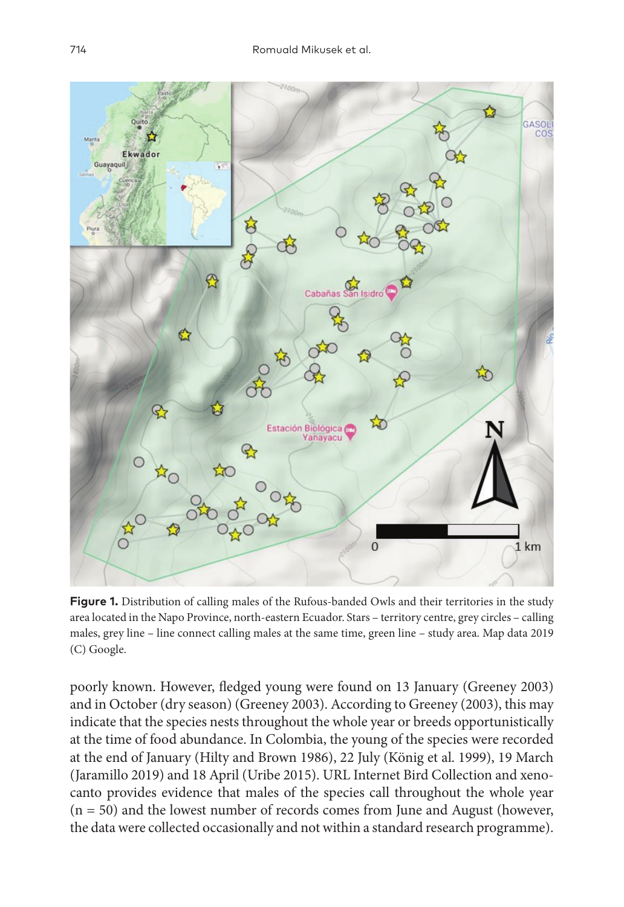**Figure 1.** Distribution of calling males of the Rufous-banded Owls and their territories in the study area located in the Napo Province, north-eastern Ecuador. Stars – territory centre, grey circles – calling males, grey line – line connect calling males at the same time, green line – study area. Map data 2019 (C) Google.

poorly known. However, fledged young were found on 13 January (Greeney 2003) and in October (dry season) (Greeney 2003). According to Greeney (2003), this may indicate that the species nests throughout the whole year or breeds opportunistically at the time of food abundance. In Colombia, the young of the species were recorded at the end of January (Hilty and Brown 1986), 22 July (König et al. 1999), 19 March (Jaramillo 2019) and 18 April (Uribe 2015). URL Internet Bird Collection and xeno-canto provides evidence that males of the species call throughout the whole year (n = 50) and the lowest number of records comes from June and August (however, the data were collected occasionally and not within a standard research programme).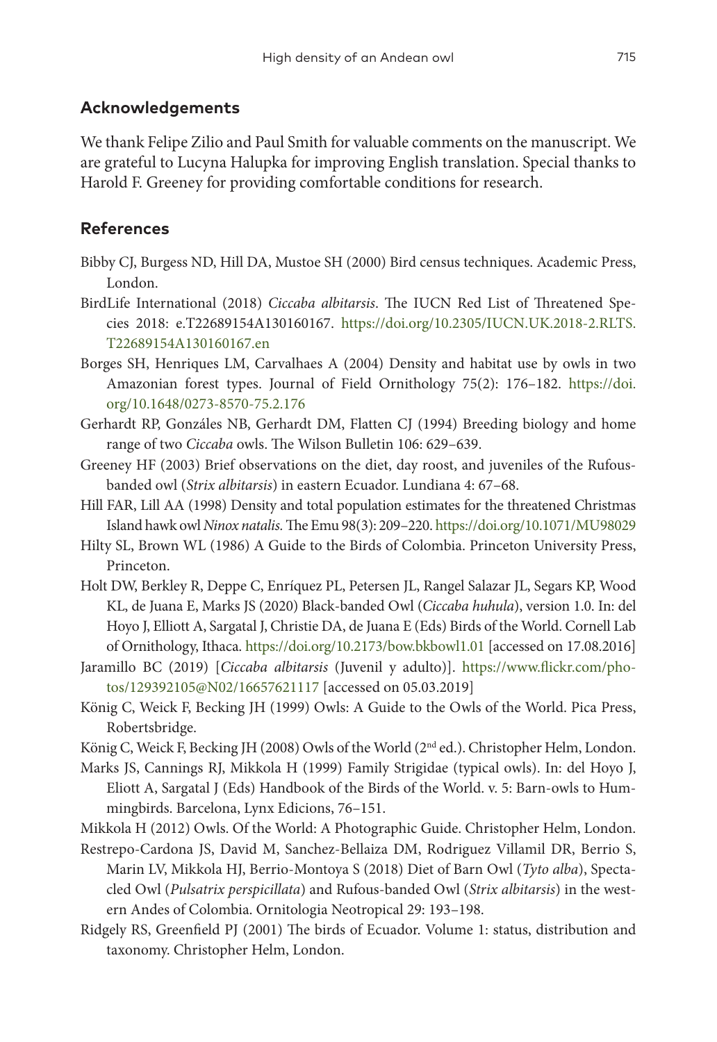## Acknowledgements

We thank Felipe Zilio and Paul Smith for valuable comments on the manuscript. We are grateful to Lucyna Halupka for improving English translation. Special thanks to Harold F. Greeney for providing comfortable conditions for research.

## References

Bibby CJ, Burgess ND, Hill DA, Mustoe SH (2000) Bird census techniques. Academic Press, London.

BirdLife International (2018) *Ciccaba albitarsis*. The IUCN Red List of Threatened Species 2018: e.T22689154A130160167. https://doi.org/10.2305/IUCN.UK.2018-2.RLTS.T22689154A130160167.en

Borges SH, Henriques LM, Carvalhaes A (2004) Density and habitat use by owls in two Amazonian forest types. Journal of Field Ornithology 75(2): 176–182. https://doi.org/10.1648/0273-8570-75.2.176

Gerhardt RP, Gonzáles NB, Gerhardt DM, Flatten CJ (1994) Breeding biology and home range of two *Ciccaba* owls. The Wilson Bulletin 106: 629–639.

Greeney HF (2003) Brief observations on the diet, day roost, and juveniles of the Rufous-banded owl (*Strix albitarsis*) in eastern Ecuador. Lundiana 4: 67–68.

Hill FAR, Lill AA (1998) Density and total population estimates for the threatened Christmas Island hawk owl *Ninox natalis*. The Emu 98(3): 209–220. https://doi.org/10.1071/MU98029

Hilty SL, Brown WL (1986) A Guide to the Birds of Colombia. Princeton University Press, Princeton.

Holt DW, Berkley R, Deppe C, Enríquez PL, Petersen JL, Rangel Salazar JL, Segars KP, Wood KL, de Juana E, Marks JS (2020) Black-banded Owl (*Ciccaba huhula*), version 1.0. In: del Hoyo J, Elliott A, Sargatal J, Christie DA, de Juana E (Eds) Birds of the World. Cornell Lab of Ornithology, Ithaca. https://doi.org/10.2173/bow.bkbowl1.01 [accessed on 17.08.2016]

Jaramillo BC (2019) [*Ciccaba albitarsis* (Juvenil y adulto)]. https://www.flickr.com/photos/129392105@N02/16657621117 [accessed on 05.03.2019]

König C, Weick F, Becking JH (1999) Owls: A Guide to the Owls of the World. Pica Press, Robertsbridge.

König C, Weick F, Becking JH (2008) Owls of the World (2nd ed.). Christopher Helm, London.

Marks JS, Cannings RJ, Mikkola H (1999) Family Strigidae (typical owls). In: del Hoyo J, Eliott A, Sargatal J (Eds) Handbook of the Birds of the World. v. 5: Barn-owls to Hummingbirds. Barcelona, Lynx Edicions, 76–151.

Mikkola H (2012) Owls. Of the World: A Photographic Guide. Christopher Helm, London.

Restrepo-Cardona JS, David M, Sanchez-Bellaiza DM, Rodriguez Villamil DR, Berrio S, Marin LV, Mikkola HJ, Berrio-Montoya S (2018) Diet of Barn Owl (*Tyto alba*), Spectacled Owl (*Pulsatrix perspicillata*) and Rufous-banded Owl (*Strix albitarsis*) in the western Andes of Colombia. Ornitologia Neotropical 29: 193–198.

Ridgely RS, Greenfield PJ (2001) The birds of Ecuador. Volume 1: status, distribution and taxonomy. Christopher Helm, London.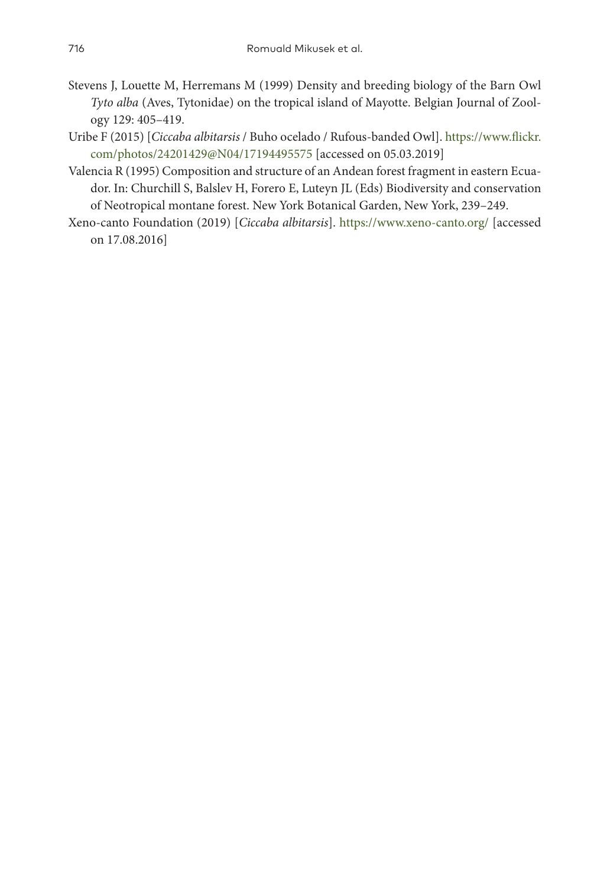Stevens J, Louette M, Herremans M (1999) Density and breeding biology of the Barn Owl *Tyto alba* (Aves, Tytonidae) on the tropical island of Mayotte. Belgian Journal of Zoology 129: 405–419.

Uribe F (2015) [*Ciccaba albitarsis* / Buho ocelado / Rufous-banded Owl]. https://www.flickr.com/photos/24201429@N04/17194495575 [accessed on 05.03.2019]

Valencia R (1995) Composition and structure of an Andean forest fragment in eastern Ecuador. In: Churchill S, Balslev H, Forero E, Luteyn JL (Eds) Biodiversity and conservation of Neotropical montane forest. New York Botanical Garden, New York, 239–249.

Xeno-canto Foundation (2019) [*Ciccaba albitarsis*]. https://www.xeno-canto.org/ [accessed on 17.08.2016]